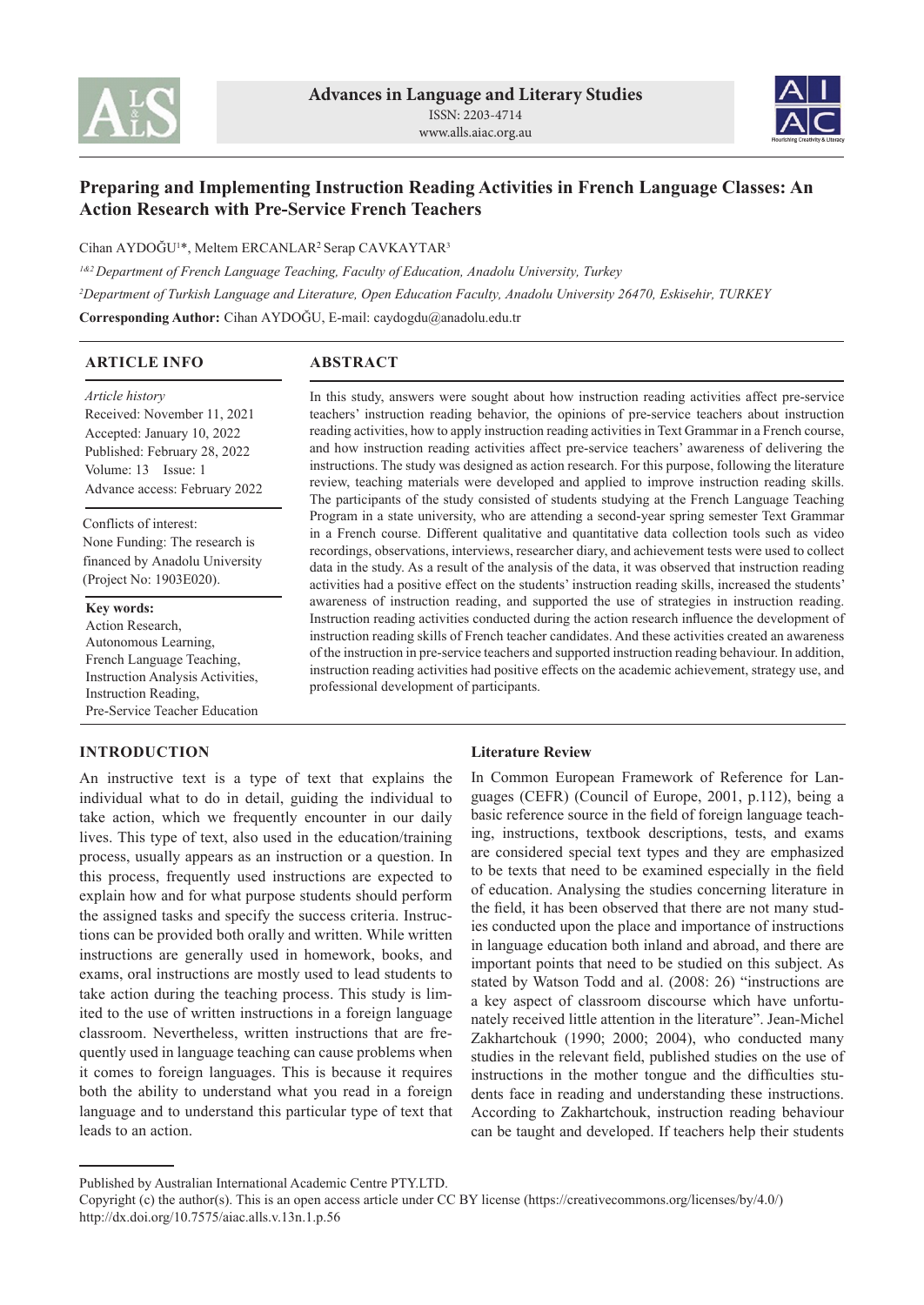# Preparing and Implementing Instruction Reading Activities in French Language Classes: An Action Research with Pre-Service French Teachers

Cihan AYDOĞU[1]*, Meltem ERCANLAR[2] Serap CAVKAYTAR[3]

*[1&2] Department of French Language Teaching, Faculty of Education, Anadolu University, Turkey*

*[2]Department of Turkish Language and Literature, Open Education Faculty, Anadolu University 26470, Eskisehir, TURKEY*

**Corresponding Author:** Cihan AYDOĞU, E-mail: caydogdu@anadolu.edu.tr

## ARTICLE INFO

*Article history*
Received: November 11, 2021
Accepted: January 10, 2022
Published: February 28, 2022
Volume: 13 Issue: 1
Advance access: February 2022

Conflicts of interest:
None Funding: The research is financed by Anadolu University (Project No: 1903E020).

**Key words:**
Action Research,
Autonomous Learning,
French Language Teaching,
Instruction Analysis Activities,
Instruction Reading,
Pre-Service Teacher Education

## ABSTRACT

In this study, answers were sought about how instruction reading activities affect pre-service teachers' instruction reading behavior, the opinions of pre-service teachers about instruction reading activities, how to apply instruction reading activities in Text Grammar in a French course, and how instruction reading activities affect pre-service teachers' awareness of delivering the instructions. The study was designed as action research. For this purpose, following the literature review, teaching materials were developed and applied to improve instruction reading skills. The participants of the study consisted of students studying at the French Language Teaching Program in a state university, who are attending a second-year spring semester Text Grammar in a French course. Different qualitative and quantitative data collection tools such as video recordings, observations, interviews, researcher diary, and achievement tests were used to collect data in the study. As a result of the analysis of the data, it was observed that instruction reading activities had a positive effect on the students' instruction reading skills, increased the students' awareness of instruction reading, and supported the use of strategies in instruction reading. Instruction reading activities conducted during the action research influence the development of instruction reading skills of French teacher candidates. And these activities created an awareness of the instruction in pre-service teachers and supported instruction reading behaviour. In addition, instruction reading activities had positive effects on the academic achievement, strategy use, and professional development of participants.

## INTRODUCTION

An instructive text is a type of text that explains the individual what to do in detail, guiding the individual to take action, which we frequently encounter in our daily lives. This type of text, also used in the education/training process, usually appears as an instruction or a question. In this process, frequently used instructions are expected to explain how and for what purpose students should perform the assigned tasks and specify the success criteria. Instructions can be provided both orally and written. While written instructions are generally used in homework, books, and exams, oral instructions are mostly used to lead students to take action during the teaching process. This study is limited to the use of written instructions in a foreign language classroom. Nevertheless, written instructions that are frequently used in language teaching can cause problems when it comes to foreign languages. This is because it requires both the ability to understand what you read in a foreign language and to understand this particular type of text that leads to an action.

### Literature Review

In Common European Framework of Reference for Languages (CEFR) (Council of Europe, 2001, p.112), being a basic reference source in the field of foreign language teaching, instructions, textbook descriptions, tests, and exams are considered special text types and they are emphasized to be texts that need to be examined especially in the field of education. Analysing the studies concerning literature in the field, it has been observed that there are not many studies conducted upon the place and importance of instructions in language education both inland and abroad, and there are important points that need to be studied on this subject. As stated by Watson Todd and al. (2008: 26) "instructions are a key aspect of classroom discourse which have unfortunately received little attention in the literature". Jean-Michel Zakhartchouk (1990; 2000; 2004), who conducted many studies in the relevant field, published studies on the use of instructions in the mother tongue and the difficulties students face in reading and understanding these instructions. According to Zakhartchouk, instruction reading behaviour can be taught and developed. If teachers help their students

Published by Australian International Academic Centre PTY.LTD.
Copyright (c) the author(s). This is an open access article under CC BY license (https://creativecommons.org/licenses/by/4.0/)
http://dx.doi.org/10.7575/aiac.alls.v.13n.1.p.56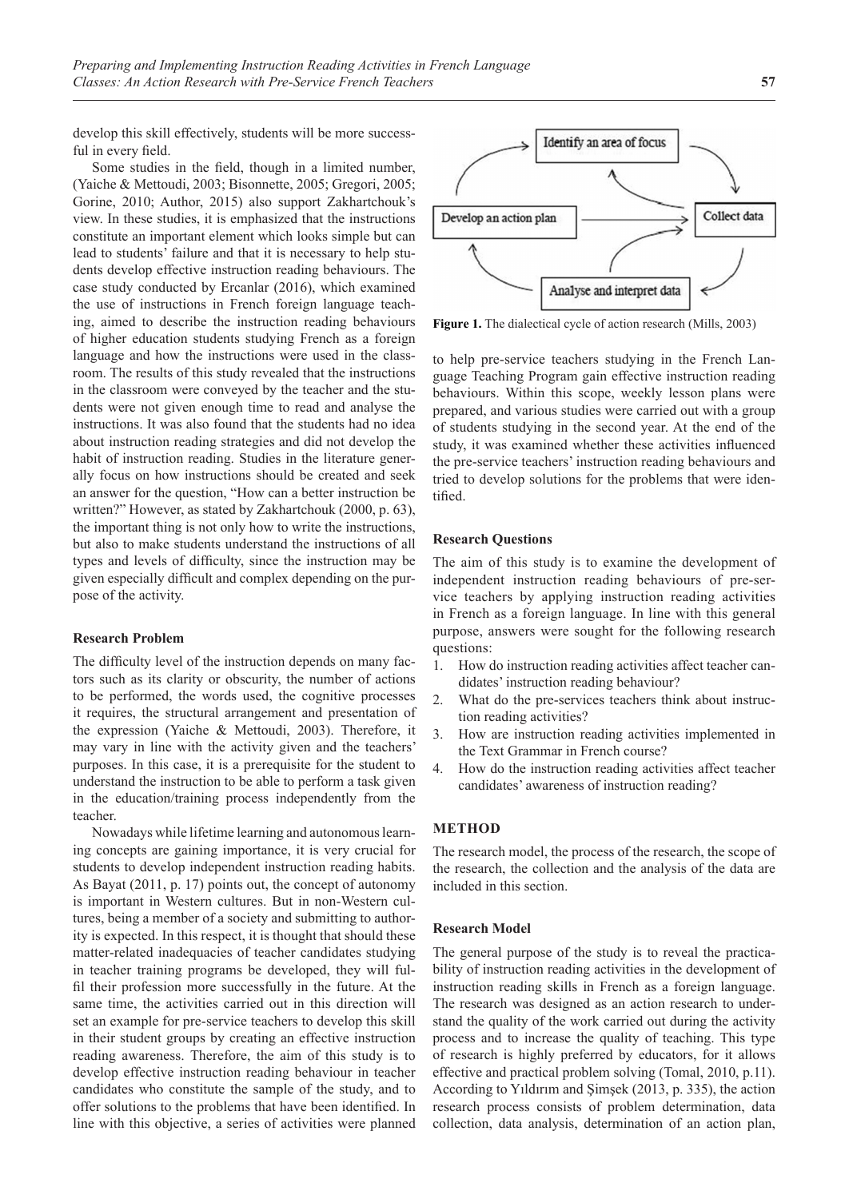develop this skill effectively, students will be more successful in every field.

Some studies in the field, though in a limited number, (Yaiche & Mettoudi, 2003; Bisonnette, 2005; Gregori, 2005; Gorine, 2010; Author, 2015) also support Zakhartchouk's view. In these studies, it is emphasized that the instructions constitute an important element which looks simple but can lead to students' failure and that it is necessary to help students develop effective instruction reading behaviours. The case study conducted by Ercanlar (2016), which examined the use of instructions in French foreign language teaching, aimed to describe the instruction reading behaviours of higher education students studying French as a foreign language and how the instructions were used in the classroom. The results of this study revealed that the instructions in the classroom were conveyed by the teacher and the students were not given enough time to read and analyse the instructions. It was also found that the students had no idea about instruction reading strategies and did not develop the habit of instruction reading. Studies in the literature generally focus on how instructions should be created and seek an answer for the question, "How can a better instruction be written?" However, as stated by Zakhartchouk (2000, p. 63), the important thing is not only how to write the instructions, but also to make students understand the instructions of all types and levels of difficulty, since the instruction may be given especially difficult and complex depending on the purpose of the activity.

### Research Problem

The difficulty level of the instruction depends on many factors such as its clarity or obscurity, the number of actions to be performed, the words used, the cognitive processes it requires, the structural arrangement and presentation of the expression (Yaiche & Mettoudi, 2003). Therefore, it may vary in line with the activity given and the teachers' purposes. In this case, it is a prerequisite for the student to understand the instruction to be able to perform a task given in the education/training process independently from the teacher.

Nowadays while lifetime learning and autonomous learning concepts are gaining importance, it is very crucial for students to develop independent instruction reading habits. As Bayat (2011, p. 17) points out, the concept of autonomy is important in Western cultures. But in non-Western cultures, being a member of a society and submitting to authority is expected. In this respect, it is thought that should these matter-related inadequacies of teacher candidates studying in teacher training programs be developed, they will fulfil their profession more successfully in the future. At the same time, the activities carried out in this direction will set an example for pre-service teachers to develop this skill in their student groups by creating an effective instruction reading awareness. Therefore, the aim of this study is to develop effective instruction reading behaviour in teacher candidates who constitute the sample of the study, and to offer solutions to the problems that have been identified. In line with this objective, a series of activities were planned

Identify an area of focus

Develop an action plan

Collect data

Analyse and interpret data

**Figure 1.** The dialectical cycle of action research (Mills, 2003)

to help pre-service teachers studying in the French Language Teaching Program gain effective instruction reading behaviours. Within this scope, weekly lesson plans were prepared, and various studies were carried out with a group of students studying in the second year. At the end of the study, it was examined whether these activities influenced the pre-service teachers' instruction reading behaviours and tried to develop solutions for the problems that were identified.

### Research Questions

The aim of this study is to examine the development of independent instruction reading behaviours of pre-service teachers by applying instruction reading activities in French as a foreign language. In line with this general purpose, answers were sought for the following research questions:

1. How do instruction reading activities affect teacher candidates' instruction reading behaviour?
2. What do the pre-services teachers think about instruction reading activities?
3. How are instruction reading activities implemented in the Text Grammar in French course?
4. How do the instruction reading activities affect teacher candidates' awareness of instruction reading?

## METHOD

The research model, the process of the research, the scope of the research, the collection and the analysis of the data are included in this section.

### Research Model

The general purpose of the study is to reveal the practicability of instruction reading activities in the development of instruction reading skills in French as a foreign language. The research was designed as an action research to understand the quality of the work carried out during the activity process and to increase the quality of teaching. This type of research is highly preferred by educators, for it allows effective and practical problem solving (Tomal, 2010, p.11). According to Yıldırım and Şimşek (2013, p. 335), the action research process consists of problem determination, data collection, data analysis, determination of an action plan,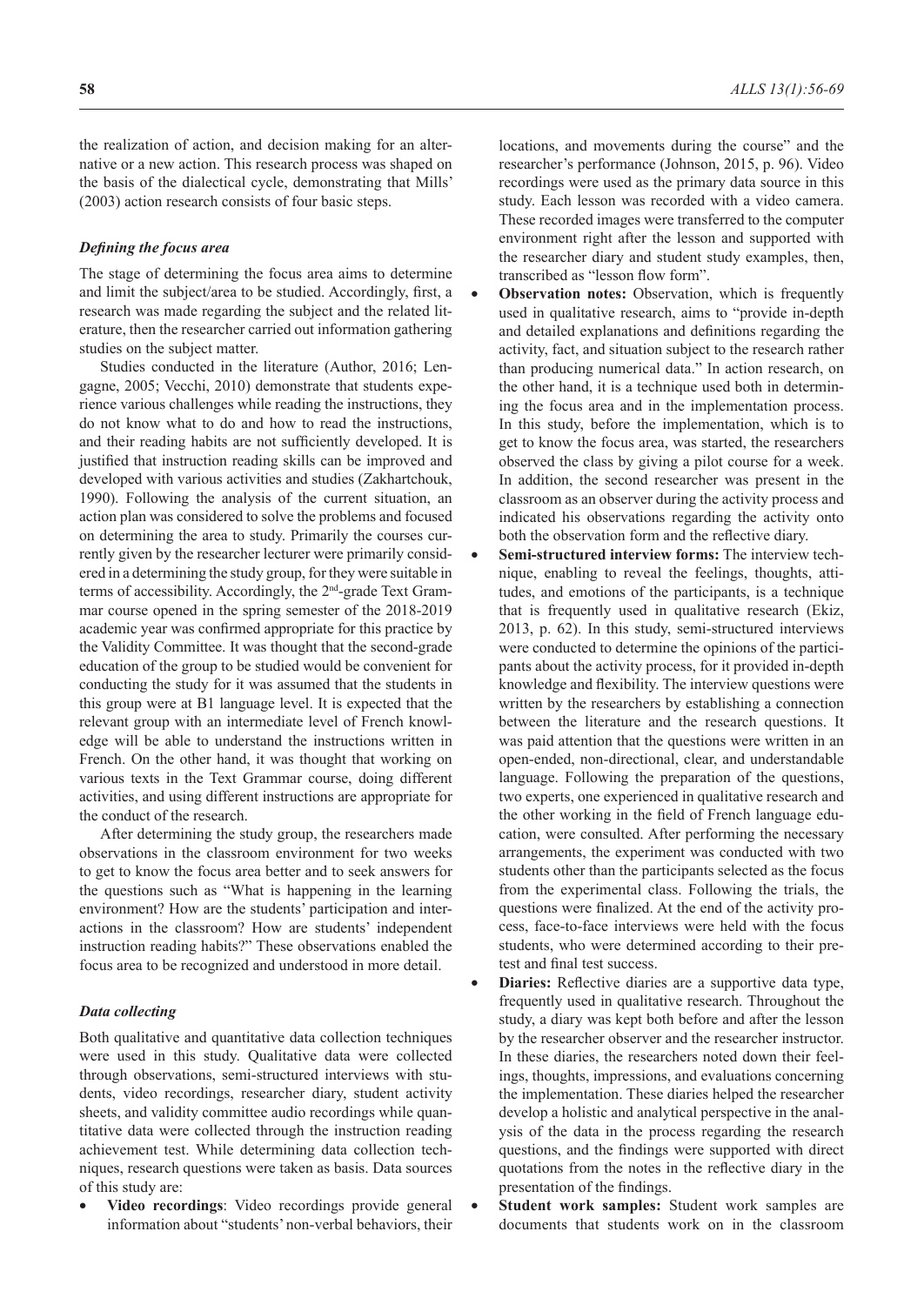the realization of action, and decision making for an alternative or a new action. This research process was shaped on the basis of the dialectical cycle, demonstrating that Mills' (2003) action research consists of four basic steps.

### *Defining the focus area*

The stage of determining the focus area aims to determine and limit the subject/area to be studied. Accordingly, first, a research was made regarding the subject and the related literature, then the researcher carried out information gathering studies on the subject matter.

Studies conducted in the literature (Author, 2016; Lengagne, 2005; Vecchi, 2010) demonstrate that students experience various challenges while reading the instructions, they do not know what to do and how to read the instructions, and their reading habits are not sufficiently developed. It is justified that instruction reading skills can be improved and developed with various activities and studies (Zakhartchouk, 1990). Following the analysis of the current situation, an action plan was considered to solve the problems and focused on determining the area to study. Primarily the courses currently given by the researcher lecturer were primarily considered in a determining the study group, for they were suitable in terms of accessibility. Accordingly, the 2nd-grade Text Grammar course opened in the spring semester of the 2018-2019 academic year was confirmed appropriate for this practice by the Validity Committee. It was thought that the second-grade education of the group to be studied would be convenient for conducting the study for it was assumed that the students in this group were at B1 language level. It is expected that the relevant group with an intermediate level of French knowledge will be able to understand the instructions written in French. On the other hand, it was thought that working on various texts in the Text Grammar course, doing different activities, and using different instructions are appropriate for the conduct of the research.

After determining the study group, the researchers made observations in the classroom environment for two weeks to get to know the focus area better and to seek answers for the questions such as "What is happening in the learning environment? How are the students' participation and interactions in the classroom? How are students' independent instruction reading habits?" These observations enabled the focus area to be recognized and understood in more detail.

### *Data collecting*

Both qualitative and quantitative data collection techniques were used in this study. Qualitative data were collected through observations, semi-structured interviews with students, video recordings, researcher diary, student activity sheets, and validity committee audio recordings while quantitative data were collected through the instruction reading achievement test. While determining data collection techniques, research questions were taken as basis. Data sources of this study are:

- **Video recordings**: Video recordings provide general information about "students' non-verbal behaviors, their locations, and movements during the course" and the researcher's performance (Johnson, 2015, p. 96). Video recordings were used as the primary data source in this study. Each lesson was recorded with a video camera. These recorded images were transferred to the computer environment right after the lesson and supported with the researcher diary and student study examples, then, transcribed as "lesson flow form".
- **Observation notes:** Observation, which is frequently used in qualitative research, aims to "provide in-depth and detailed explanations and definitions regarding the activity, fact, and situation subject to the research rather than producing numerical data." In action research, on the other hand, it is a technique used both in determining the focus area and in the implementation process. In this study, before the implementation, which is to get to know the focus area, was started, the researchers observed the class by giving a pilot course for a week. In addition, the second researcher was present in the classroom as an observer during the activity process and indicated his observations regarding the activity onto both the observation form and the reflective diary.
- **Semi-structured interview forms:** The interview technique, enabling to reveal the feelings, thoughts, attitudes, and emotions of the participants, is a technique that is frequently used in qualitative research (Ekiz, 2013, p. 62). In this study, semi-structured interviews were conducted to determine the opinions of the participants about the activity process, for it provided in-depth knowledge and flexibility. The interview questions were written by the researchers by establishing a connection between the literature and the research questions. It was paid attention that the questions were written in an open-ended, non-directional, clear, and understandable language. Following the preparation of the questions, two experts, one experienced in qualitative research and the other working in the field of French language education, were consulted. After performing the necessary arrangements, the experiment was conducted with two students other than the participants selected as the focus from the experimental class. Following the trials, the questions were finalized. At the end of the activity process, face-to-face interviews were held with the focus students, who were determined according to their pretest and final test success.
- **Diaries:** Reflective diaries are a supportive data type, frequently used in qualitative research. Throughout the study, a diary was kept both before and after the lesson by the researcher observer and the researcher instructor. In these diaries, the researchers noted down their feelings, thoughts, impressions, and evaluations concerning the implementation. These diaries helped the researcher develop a holistic and analytical perspective in the analysis of the data in the process regarding the research questions, and the findings were supported with direct quotations from the notes in the reflective diary in the presentation of the findings.
- **Student work samples:** Student work samples are documents that students work on in the classroom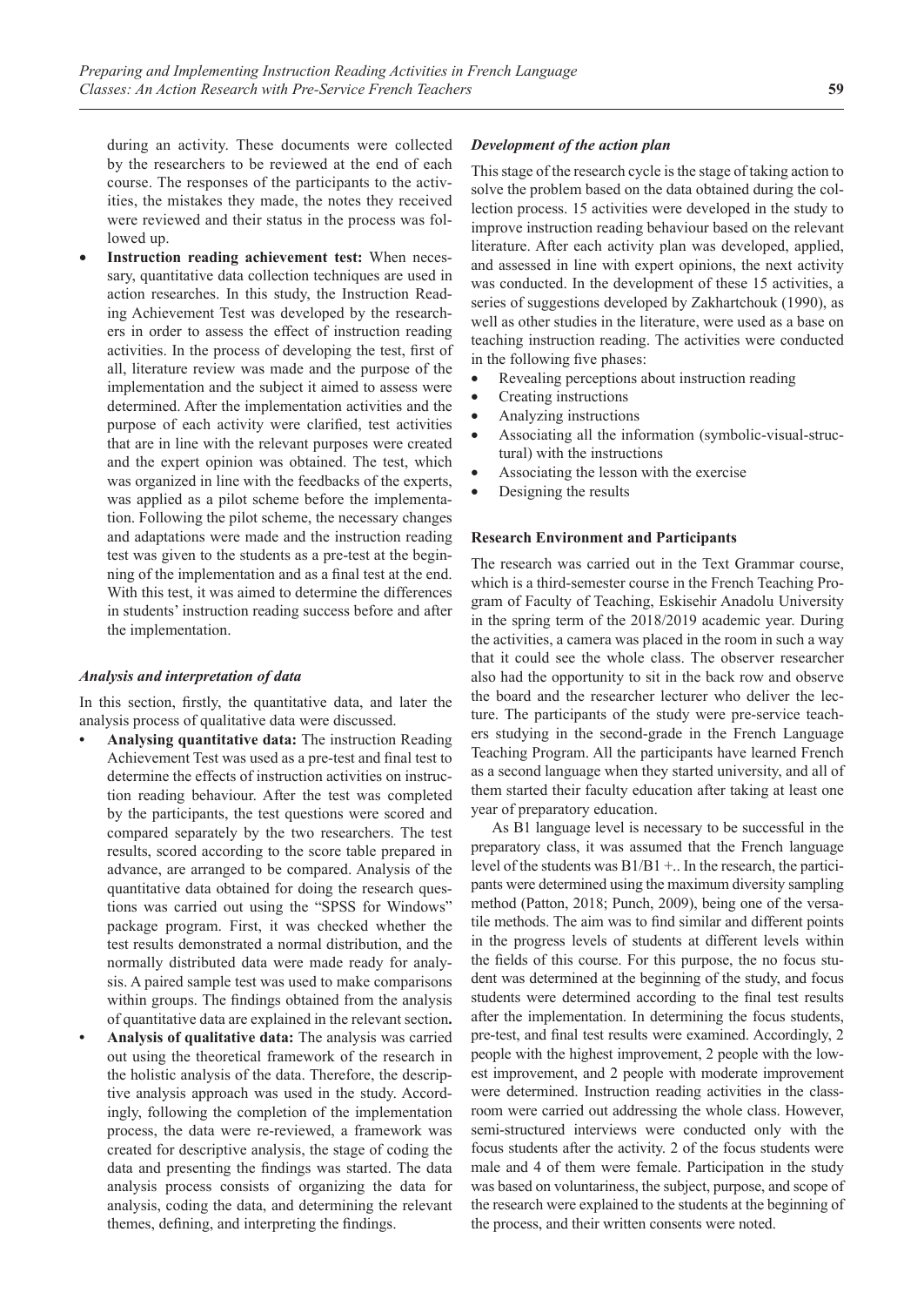during an activity. These documents were collected by the researchers to be reviewed at the end of each course. The responses of the participants to the activities, the mistakes they made, the notes they received were reviewed and their status in the process was followed up.

- **Instruction reading achievement test:** When necessary, quantitative data collection techniques are used in action researches. In this study, the Instruction Reading Achievement Test was developed by the researchers in order to assess the effect of instruction reading activities. In the process of developing the test, first of all, literature review was made and the purpose of the implementation and the subject it aimed to assess were determined. After the implementation activities and the purpose of each activity were clarified, test activities that are in line with the relevant purposes were created and the expert opinion was obtained. The test, which was organized in line with the feedbacks of the experts, was applied as a pilot scheme before the implementation. Following the pilot scheme, the necessary changes and adaptations were made and the instruction reading test was given to the students as a pre-test at the beginning of the implementation and as a final test at the end. With this test, it was aimed to determine the differences in students' instruction reading success before and after the implementation.

### *Analysis and interpretation of data*

In this section, firstly, the quantitative data, and later the analysis process of qualitative data were discussed.

- **Analysing quantitative data:** The instruction Reading Achievement Test was used as a pre-test and final test to determine the effects of instruction activities on instruction reading behaviour. After the test was completed by the participants, the test questions were scored and compared separately by the two researchers. The test results, scored according to the score table prepared in advance, are arranged to be compared. Analysis of the quantitative data obtained for doing the research questions was carried out using the "SPSS for Windows" package program. First, it was checked whether the test results demonstrated a normal distribution, and the normally distributed data were made ready for analysis. A paired sample test was used to make comparisons within groups. The findings obtained from the analysis of quantitative data are explained in the relevant section**.**
- **Analysis of qualitative data:** The analysis was carried out using the theoretical framework of the research in the holistic analysis of the data. Therefore, the descriptive analysis approach was used in the study. Accordingly, following the completion of the implementation process, the data were re-reviewed, a framework was created for descriptive analysis, the stage of coding the data and presenting the findings was started. The data analysis process consists of organizing the data for analysis, coding the data, and determining the relevant themes, defining, and interpreting the findings.

### *Development of the action plan*

This stage of the research cycle is the stage of taking action to solve the problem based on the data obtained during the collection process. 15 activities were developed in the study to improve instruction reading behaviour based on the relevant literature. After each activity plan was developed, applied, and assessed in line with expert opinions, the next activity was conducted. In the development of these 15 activities, a series of suggestions developed by Zakhartchouk (1990), as well as other studies in the literature, were used as a base on teaching instruction reading. The activities were conducted in the following five phases:

- Revealing perceptions about instruction reading
- Creating instructions
- Analyzing instructions
- Associating all the information (symbolic-visual-structural) with the instructions
- Associating the lesson with the exercise
- Designing the results

## Research Environment and Participants

The research was carried out in the Text Grammar course, which is a third-semester course in the French Teaching Program of Faculty of Teaching, Eskisehir Anadolu University in the spring term of the 2018/2019 academic year. During the activities, a camera was placed in the room in such a way that it could see the whole class. The observer researcher also had the opportunity to sit in the back row and observe the board and the researcher lecturer who deliver the lecture. The participants of the study were pre-service teachers studying in the second-grade in the French Language Teaching Program. All the participants have learned French as a second language when they started university, and all of them started their faculty education after taking at least one year of preparatory education.

As B1 language level is necessary to be successful in the preparatory class, it was assumed that the French language level of the students was B1/B1 +.. In the research, the participants were determined using the maximum diversity sampling method (Patton, 2018; Punch, 2009), being one of the versatile methods. The aim was to find similar and different points in the progress levels of students at different levels within the fields of this course. For this purpose, the no focus student was determined at the beginning of the study, and focus students were determined according to the final test results after the implementation. In determining the focus students, pre-test, and final test results were examined. Accordingly, 2 people with the highest improvement, 2 people with the lowest improvement, and 2 people with moderate improvement were determined. Instruction reading activities in the classroom were carried out addressing the whole class. However, semi-structured interviews were conducted only with the focus students after the activity. 2 of the focus students were male and 4 of them were female. Participation in the study was based on voluntariness, the subject, purpose, and scope of the research were explained to the students at the beginning of the process, and their written consents were noted.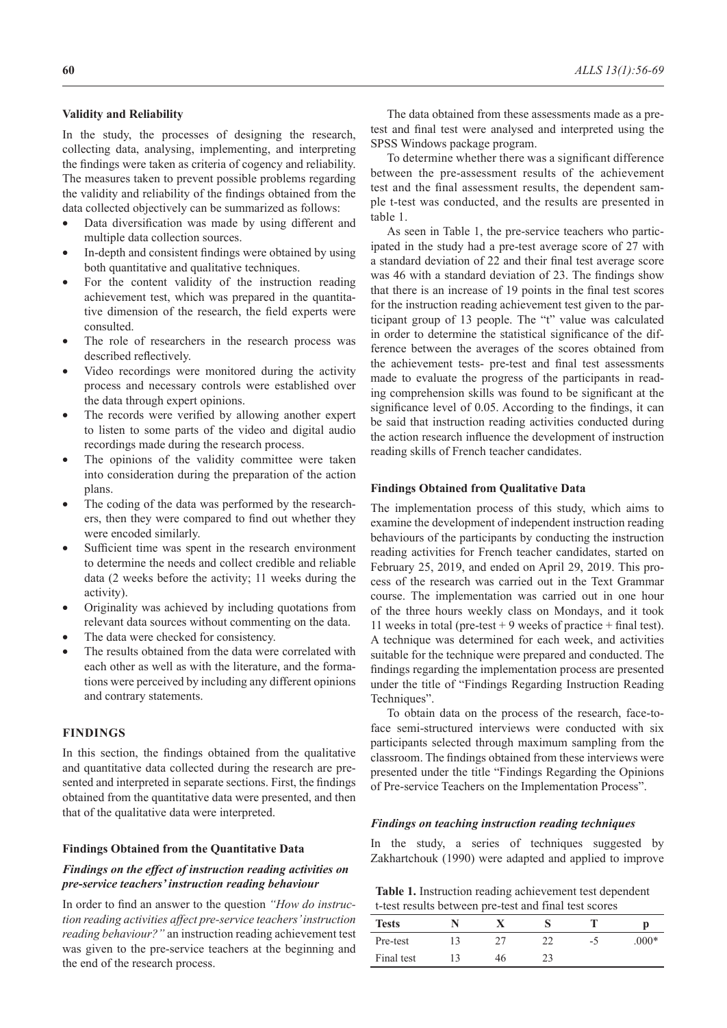### Validity and Reliability

In the study, the processes of designing the research, collecting data, analysing, implementing, and interpreting the findings were taken as criteria of cogency and reliability. The measures taken to prevent possible problems regarding the validity and reliability of the findings obtained from the data collected objectively can be summarized as follows:

- Data diversification was made by using different and multiple data collection sources.
- In-depth and consistent findings were obtained by using both quantitative and qualitative techniques.
- For the content validity of the instruction reading achievement test, which was prepared in the quantitative dimension of the research, the field experts were consulted.
- The role of researchers in the research process was described reflectively.
- Video recordings were monitored during the activity process and necessary controls were established over the data through expert opinions.
- The records were verified by allowing another expert to listen to some parts of the video and digital audio recordings made during the research process.
- The opinions of the validity committee were taken into consideration during the preparation of the action plans.
- The coding of the data was performed by the researchers, then they were compared to find out whether they were encoded similarly.
- Sufficient time was spent in the research environment to determine the needs and collect credible and reliable data (2 weeks before the activity; 11 weeks during the activity).
- Originality was achieved by including quotations from relevant data sources without commenting on the data.
- The data were checked for consistency.
- The results obtained from the data were correlated with each other as well as with the literature, and the formations were perceived by including any different opinions and contrary statements.

## FINDINGS

In this section, the findings obtained from the qualitative and quantitative data collected during the research are presented and interpreted in separate sections. First, the findings obtained from the quantitative data were presented, and then that of the qualitative data were interpreted.

### Findings Obtained from the Quantitative Data

#### *Findings on the effect of instruction reading activities on pre-service teachers' instruction reading behaviour*

In order to find an answer to the question *"How do instruction reading activities affect pre-service teachers' instruction reading behaviour?"* an instruction reading achievement test was given to the pre-service teachers at the beginning and the end of the research process.

The data obtained from these assessments made as a pre-test and final test were analysed and interpreted using the SPSS Windows package program.

To determine whether there was a significant difference between the pre-assessment results of the achievement test and the final assessment results, the dependent sample t-test was conducted, and the results are presented in table 1.

As seen in Table 1, the pre-service teachers who participated in the study had a pre-test average score of 27 with a standard deviation of 22 and their final test average score was 46 with a standard deviation of 23. The findings show that there is an increase of 19 points in the final test scores for the instruction reading achievement test given to the participant group of 13 people. The "t" value was calculated in order to determine the statistical significance of the difference between the averages of the scores obtained from the achievement tests- pre-test and final test assessments made to evaluate the progress of the participants in reading comprehension skills was found to be significant at the significance level of 0.05. According to the findings, it can be said that instruction reading activities conducted during the action research influence the development of instruction reading skills of French teacher candidates.

### Findings Obtained from Qualitative Data

The implementation process of this study, which aims to examine the development of independent instruction reading behaviours of the participants by conducting the instruction reading activities for French teacher candidates, started on February 25, 2019, and ended on April 29, 2019. This process of the research was carried out in the Text Grammar course. The implementation was carried out in one hour of the three hours weekly class on Mondays, and it took 11 weeks in total (pre-test + 9 weeks of practice + final test). A technique was determined for each week, and activities suitable for the technique were prepared and conducted. The findings regarding the implementation process are presented under the title of "Findings Regarding Instruction Reading Techniques".

To obtain data on the process of the research, face-to-face semi-structured interviews were conducted with six participants selected through maximum sampling from the classroom. The findings obtained from these interviews were presented under the title "Findings Regarding the Opinions of Pre-service Teachers on the Implementation Process".

#### *Findings on teaching instruction reading techniques*

In the study, a series of techniques suggested by Zakhartchouk (1990) were adapted and applied to improve

**Table 1.** Instruction reading achievement test dependent t-test results between pre-test and final test scores

| Tests | N | X | S | T | p |
|---|---|---|---|---|---|
| Pre-test | 13 | 27 | 22 | -5 | .000* |
| Final test | 13 | 46 | 23 | | |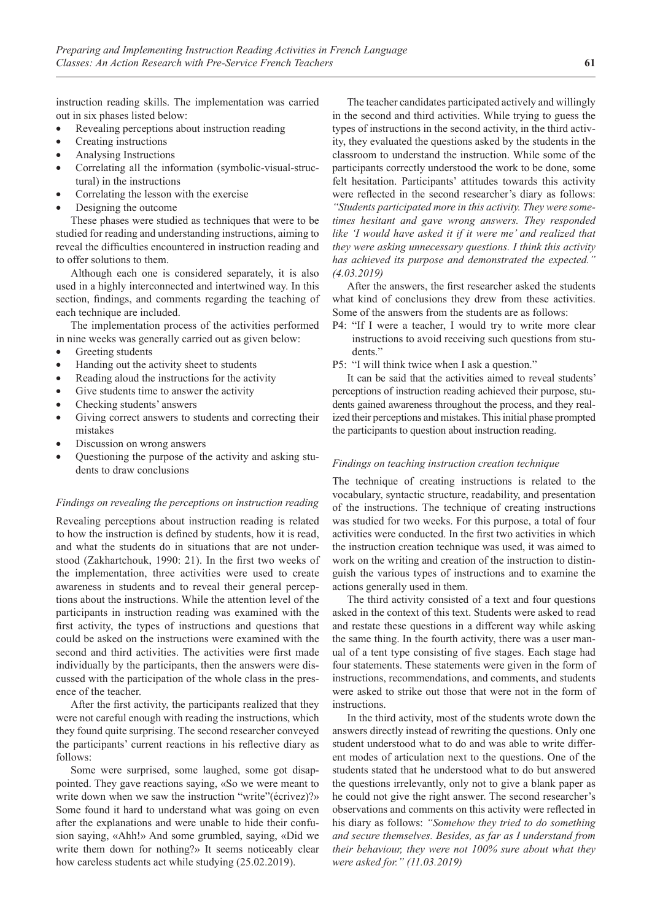instruction reading skills. The implementation was carried out in six phases listed below:

- Revealing perceptions about instruction reading
- Creating instructions
- Analysing Instructions
- Correlating all the information (symbolic-visual-structural) in the instructions
- Correlating the lesson with the exercise
- Designing the outcome

These phases were studied as techniques that were to be studied for reading and understanding instructions, aiming to reveal the difficulties encountered in instruction reading and to offer solutions to them.

Although each one is considered separately, it is also used in a highly interconnected and intertwined way. In this section, findings, and comments regarding the teaching of each technique are included.

The implementation process of the activities performed in nine weeks was generally carried out as given below:

- Greeting students
- Handing out the activity sheet to students
- Reading aloud the instructions for the activity
- Give students time to answer the activity
- Checking students' answers
- Giving correct answers to students and correcting their mistakes
- Discussion on wrong answers
- Questioning the purpose of the activity and asking students to draw conclusions

*Findings on revealing the perceptions on instruction reading*

Revealing perceptions about instruction reading is related to how the instruction is defined by students, how it is read, and what the students do in situations that are not understood (Zakhartchouk, 1990: 21). In the first two weeks of the implementation, three activities were used to create awareness in students and to reveal their general perceptions about the instructions. While the attention level of the participants in instruction reading was examined with the first activity, the types of instructions and questions that could be asked on the instructions were examined with the second and third activities. The activities were first made individually by the participants, then the answers were discussed with the participation of the whole class in the presence of the teacher.

After the first activity, the participants realized that they were not careful enough with reading the instructions, which they found quite surprising. The second researcher conveyed the participants' current reactions in his reflective diary as follows:

Some were surprised, some laughed, some got disappointed. They gave reactions saying, «So we were meant to write down when we saw the instruction "write"(écrivez)?» Some found it hard to understand what was going on even after the explanations and were unable to hide their confusion saying, «Ahh!» And some grumbled, saying, «Did we write them down for nothing?» It seems noticeably clear how careless students act while studying (25.02.2019).

The teacher candidates participated actively and willingly in the second and third activities. While trying to guess the types of instructions in the second activity, in the third activity, they evaluated the questions asked by the students in the classroom to understand the instruction. While some of the participants correctly understood the work to be done, some felt hesitation. Participants' attitudes towards this activity were reflected in the second researcher's diary as follows: *"Students participated more in this activity. They were sometimes hesitant and gave wrong answers. They responded like 'I would have asked it if it were me' and realized that they were asking unnecessary questions. I think this activity has achieved its purpose and demonstrated the expected." (4.03.2019)*

After the answers, the first researcher asked the students what kind of conclusions they drew from these activities. Some of the answers from the students are as follows:

P4: "If I were a teacher, I would try to write more clear instructions to avoid receiving such questions from students."

P5: "I will think twice when I ask a question."

It can be said that the activities aimed to reveal students' perceptions of instruction reading achieved their purpose, students gained awareness throughout the process, and they realized their perceptions and mistakes. This initial phase prompted the participants to question about instruction reading.

*Findings on teaching instruction creation technique*

The technique of creating instructions is related to the vocabulary, syntactic structure, readability, and presentation of the instructions. The technique of creating instructions was studied for two weeks. For this purpose, a total of four activities were conducted. In the first two activities in which the instruction creation technique was used, it was aimed to work on the writing and creation of the instruction to distinguish the various types of instructions and to examine the actions generally used in them.

The third activity consisted of a text and four questions asked in the context of this text. Students were asked to read and restate these questions in a different way while asking the same thing. In the fourth activity, there was a user manual of a tent type consisting of five stages. Each stage had four statements. These statements were given in the form of instructions, recommendations, and comments, and students were asked to strike out those that were not in the form of instructions.

In the third activity, most of the students wrote down the answers directly instead of rewriting the questions. Only one student understood what to do and was able to write different modes of articulation next to the questions. One of the students stated that he understood what to do but answered the questions irrelevantly, only not to give a blank paper as he could not give the right answer. The second researcher's observations and comments on this activity were reflected in his diary as follows: *"Somehow they tried to do something and secure themselves. Besides, as far as I understand from their behaviour, they were not 100% sure about what they were asked for." (11.03.2019)*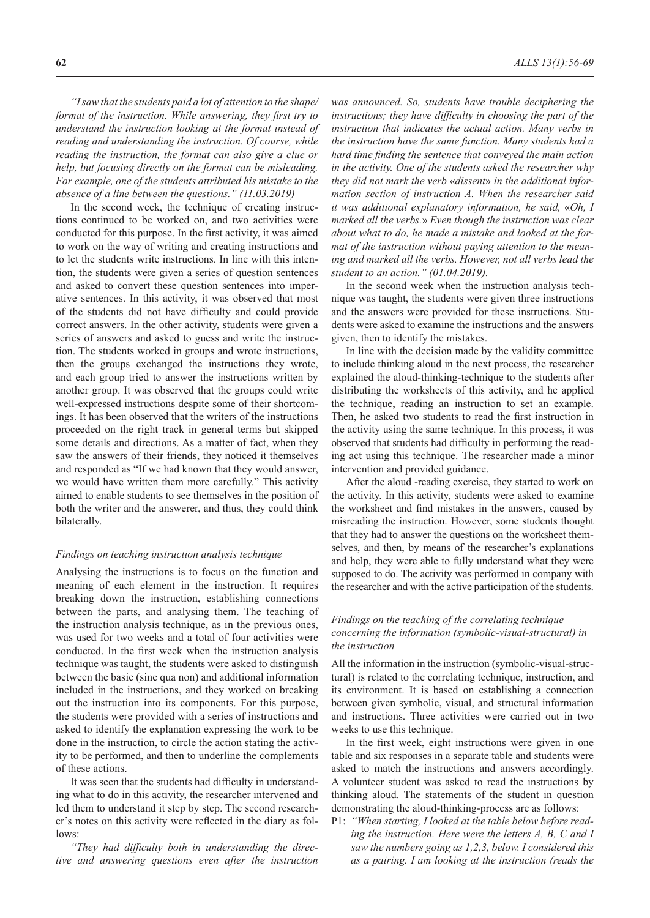*"I saw that the students paid a lot of attention to the shape/format of the instruction. While answering, they first try to understand the instruction looking at the format instead of reading and understanding the instruction. Of course, while reading the instruction, the format can also give a clue or help, but focusing directly on the format can be misleading. For example, one of the students attributed his mistake to the absence of a line between the questions." (11.03.2019)*

In the second week, the technique of creating instructions continued to be worked on, and two activities were conducted for this purpose. In the first activity, it was aimed to work on the way of writing and creating instructions and to let the students write instructions. In line with this intention, the students were given a series of question sentences and asked to convert these question sentences into imperative sentences. In this activity, it was observed that most of the students did not have difficulty and could provide correct answers. In the other activity, students were given a series of answers and asked to guess and write the instruction. The students worked in groups and wrote instructions, then the groups exchanged the instructions they wrote, and each group tried to answer the instructions written by another group. It was observed that the groups could write well-expressed instructions despite some of their shortcomings. It has been observed that the writers of the instructions proceeded on the right track in general terms but skipped some details and directions. As a matter of fact, when they saw the answers of their friends, they noticed it themselves and responded as "If we had known that they would answer, we would have written them more carefully." This activity aimed to enable students to see themselves in the position of both the writer and the answerer, and thus, they could think bilaterally.

### *Findings on teaching instruction analysis technique*

Analysing the instructions is to focus on the function and meaning of each element in the instruction. It requires breaking down the instruction, establishing connections between the parts, and analysing them. The teaching of the instruction analysis technique, as in the previous ones, was used for two weeks and a total of four activities were conducted. In the first week when the instruction analysis technique was taught, the students were asked to distinguish between the basic (sine qua non) and additional information included in the instructions, and they worked on breaking out the instruction into its components. For this purpose, the students were provided with a series of instructions and asked to identify the explanation expressing the work to be done in the instruction, to circle the action stating the activity to be performed, and then to underline the complements of these actions.

It was seen that the students had difficulty in understanding what to do in this activity, the researcher intervened and led them to understand it step by step. The second researcher's notes on this activity were reflected in the diary as follows:

*"They had difficulty both in understanding the directive and answering questions even after the instruction was announced. So, students have trouble deciphering the instructions; they have difficulty in choosing the part of the instruction that indicates the actual action. Many verbs in the instruction have the same function. Many students had a hard time finding the sentence that conveyed the main action in the activity. One of the students asked the researcher why they did not mark the verb «dissent» in the additional information section of instruction A. When the researcher said it was additional explanatory information, he said, «Oh, I marked all the verbs.» Even though the instruction was clear about what to do, he made a mistake and looked at the format of the instruction without paying attention to the meaning and marked all the verbs. However, not all verbs lead the student to an action." (01.04.2019).*

In the second week when the instruction analysis technique was taught, the students were given three instructions and the answers were provided for these instructions. Students were asked to examine the instructions and the answers given, then to identify the mistakes.

In line with the decision made by the validity committee to include thinking aloud in the next process, the researcher explained the aloud-thinking-technique to the students after distributing the worksheets of this activity, and he applied the technique, reading an instruction to set an example. Then, he asked two students to read the first instruction in the activity using the same technique. In this process, it was observed that students had difficulty in performing the reading act using this technique. The researcher made a minor intervention and provided guidance.

After the aloud -reading exercise, they started to work on the activity. In this activity, students were asked to examine the worksheet and find mistakes in the answers, caused by misreading the instruction. However, some students thought that they had to answer the questions on the worksheet themselves, and then, by means of the researcher's explanations and help, they were able to fully understand what they were supposed to do. The activity was performed in company with the researcher and with the active participation of the students.

### *Findings on the teaching of the correlating technique concerning the information (symbolic-visual-structural) in the instruction*

All the information in the instruction (symbolic-visual-structural) is related to the correlating technique, instruction, and its environment. It is based on establishing a connection between given symbolic, visual, and structural information and instructions. Three activities were carried out in two weeks to use this technique.

In the first week, eight instructions were given in one table and six responses in a separate table and students were asked to match the instructions and answers accordingly. A volunteer student was asked to read the instructions by thinking aloud. The statements of the student in question demonstrating the aloud-thinking-process are as follows:

P1: *"When starting, I looked at the table below before reading the instruction. Here were the letters A, B, C and I saw the numbers going as 1,2,3, below. I considered this as a pairing. I am looking at the instruction (reads the*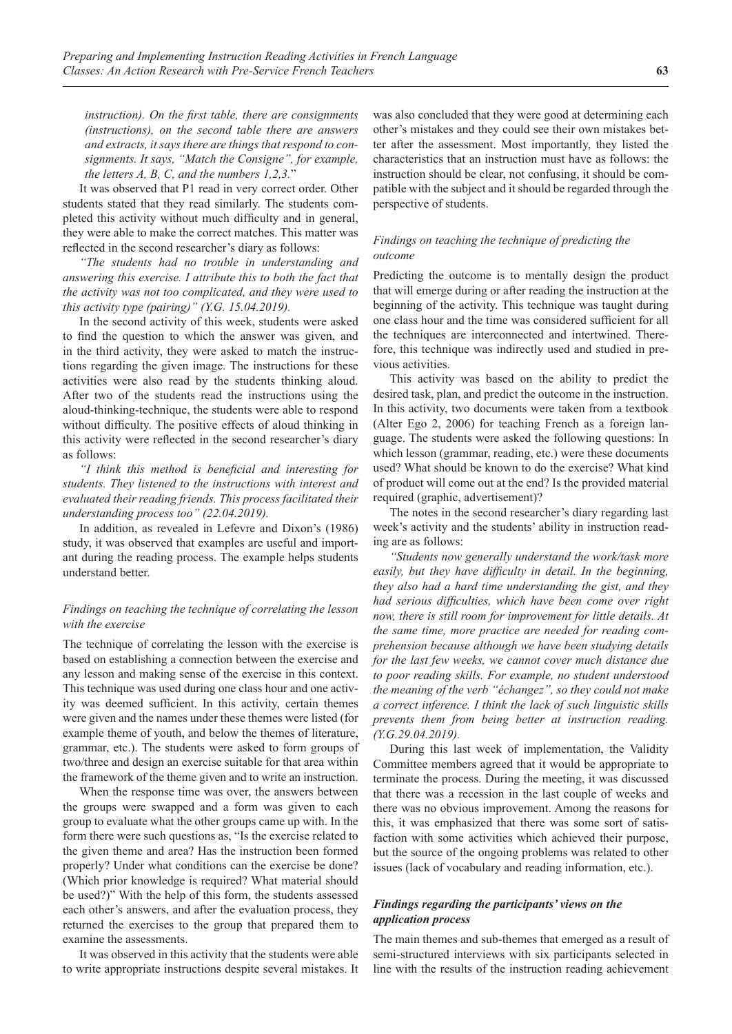*instruction). On the first table, there are consignments (instructions), on the second table there are answers and extracts, it says there are things that respond to consignments. It says, "Match the Consigne", for example, the letters A, B, C, and the numbers 1,2,3.*"

It was observed that P1 read in very correct order. Other students stated that they read similarly. The students completed this activity without much difficulty and in general, they were able to make the correct matches. This matter was reflected in the second researcher's diary as follows:

*"The students had no trouble in understanding and answering this exercise. I attribute this to both the fact that the activity was not too complicated, and they were used to this activity type (pairing)" (Y.G. 15.04.2019).*

In the second activity of this week, students were asked to find the question to which the answer was given, and in the third activity, they were asked to match the instructions regarding the given image. The instructions for these activities were also read by the students thinking aloud. After two of the students read the instructions using the aloud-thinking-technique, the students were able to respond without difficulty. The positive effects of aloud thinking in this activity were reflected in the second researcher's diary as follows:

*"I think this method is beneficial and interesting for students. They listened to the instructions with interest and evaluated their reading friends. This process facilitated their understanding process too" (22.04.2019).*

In addition, as revealed in Lefevre and Dixon's (1986) study, it was observed that examples are useful and important during the reading process. The example helps students understand better.

### *Findings on teaching the technique of correlating the lesson with the exercise*

The technique of correlating the lesson with the exercise is based on establishing a connection between the exercise and any lesson and making sense of the exercise in this context. This technique was used during one class hour and one activity was deemed sufficient. In this activity, certain themes were given and the names under these themes were listed (for example theme of youth, and below the themes of literature, grammar, etc.). The students were asked to form groups of two/three and design an exercise suitable for that area within the framework of the theme given and to write an instruction.

When the response time was over, the answers between the groups were swapped and a form was given to each group to evaluate what the other groups came up with. In the form there were such questions as, "Is the exercise related to the given theme and area? Has the instruction been formed properly? Under what conditions can the exercise be done? (Which prior knowledge is required? What material should be used?)" With the help of this form, the students assessed each other's answers, and after the evaluation process, they returned the exercises to the group that prepared them to examine the assessments.

It was observed in this activity that the students were able to write appropriate instructions despite several mistakes. It was also concluded that they were good at determining each other's mistakes and they could see their own mistakes better after the assessment. Most importantly, they listed the characteristics that an instruction must have as follows: the instruction should be clear, not confusing, it should be compatible with the subject and it should be regarded through the perspective of students.

### *Findings on teaching the technique of predicting the outcome*

Predicting the outcome is to mentally design the product that will emerge during or after reading the instruction at the beginning of the activity. This technique was taught during one class hour and the time was considered sufficient for all the techniques are interconnected and intertwined. Therefore, this technique was indirectly used and studied in previous activities.

This activity was based on the ability to predict the desired task, plan, and predict the outcome in the instruction. In this activity, two documents were taken from a textbook (Alter Ego 2, 2006) for teaching French as a foreign language. The students were asked the following questions: In which lesson (grammar, reading, etc.) were these documents used? What should be known to do the exercise? What kind of product will come out at the end? Is the provided material required (graphic, advertisement)?

The notes in the second researcher's diary regarding last week's activity and the students' ability in instruction reading are as follows:

*"Students now generally understand the work/task more easily, but they have difficulty in detail. In the beginning, they also had a hard time understanding the gist, and they had serious difficulties, which have been come over right now, there is still room for improvement for little details. At the same time, more practice are needed for reading comprehension because although we have been studying details for the last few weeks, we cannot cover much distance due to poor reading skills. For example, no student understood the meaning of the verb "échangez", so they could not make a correct inference. I think the lack of such linguistic skills prevents them from being better at instruction reading. (Y.G.29.04.2019).*

During this last week of implementation, the Validity Committee members agreed that it would be appropriate to terminate the process. During the meeting, it was discussed that there was a recession in the last couple of weeks and there was no obvious improvement. Among the reasons for this, it was emphasized that there was some sort of satisfaction with some activities which achieved their purpose, but the source of the ongoing problems was related to other issues (lack of vocabulary and reading information, etc.).

### ***Findings regarding the participants' views on the application process***

The main themes and sub-themes that emerged as a result of semi-structured interviews with six participants selected in line with the results of the instruction reading achievement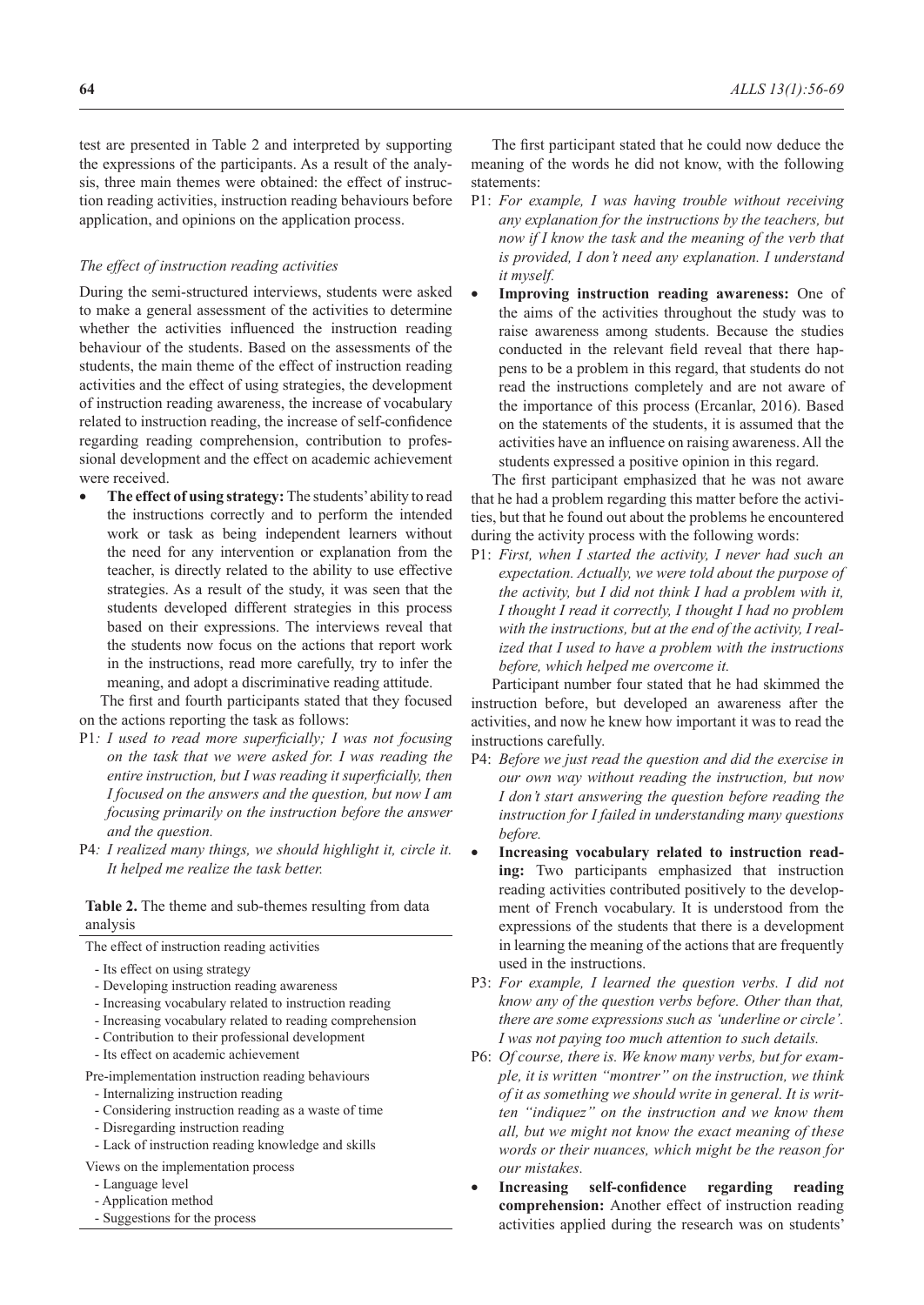test are presented in Table 2 and interpreted by supporting the expressions of the participants. As a result of the analysis, three main themes were obtained: the effect of instruction reading activities, instruction reading behaviours before application, and opinions on the application process.

### *The effect of instruction reading activities*

During the semi-structured interviews, students were asked to make a general assessment of the activities to determine whether the activities influenced the instruction reading behaviour of the students. Based on the assessments of the students, the main theme of the effect of instruction reading activities and the effect of using strategies, the development of instruction reading awareness, the increase of vocabulary related to instruction reading, the increase of self-confidence regarding reading comprehension, contribution to professional development and the effect on academic achievement were received.

- **The effect of using strategy:** The students' ability to read the instructions correctly and to perform the intended work or task as being independent learners without the need for any intervention or explanation from the teacher, is directly related to the ability to use effective strategies. As a result of the study, it was seen that the students developed different strategies in this process based on their expressions. The interviews reveal that the students now focus on the actions that report work in the instructions, read more carefully, try to infer the meaning, and adopt a discriminative reading attitude.

The first and fourth participants stated that they focused on the actions reporting the task as follows:

P1*: I used to read more superficially; I was not focusing on the task that we were asked for. I was reading the entire instruction, but I was reading it superficially, then I focused on the answers and the question, but now I am focusing primarily on the instruction before the answer and the question.*

P4*: I realized many things, we should highlight it, circle it. It helped me realize the task better.*

**Table 2.** The theme and sub-themes resulting from data analysis

| The effect of instruction reading activities |
|---|
| - Its effect on using strategy |
| - Developing instruction reading awareness |
| - Increasing vocabulary related to instruction reading |
| - Increasing vocabulary related to reading comprehension |
| - Contribution to their professional development |
| - Its effect on academic achievement |
| Pre-implementation instruction reading behaviours |
| - Internalizing instruction reading |
| - Considering instruction reading as a waste of time |
| - Disregarding instruction reading |
| - Lack of instruction reading knowledge and skills |
| Views on the implementation process |
| - Language level |
| - Application method |
| - Suggestions for the process |

The first participant stated that he could now deduce the meaning of the words he did not know, with the following statements:

P1: *For example, I was having trouble without receiving any explanation for the instructions by the teachers, but now if I know the task and the meaning of the verb that is provided, I don't need any explanation. I understand it myself.*

- **Improving instruction reading awareness:** One of the aims of the activities throughout the study was to raise awareness among students. Because the studies conducted in the relevant field reveal that there happens to be a problem in this regard, that students do not read the instructions completely and are not aware of the importance of this process (Ercanlar, 2016). Based on the statements of the students, it is assumed that the activities have an influence on raising awareness. All the students expressed a positive opinion in this regard.

The first participant emphasized that he was not aware that he had a problem regarding this matter before the activities, but that he found out about the problems he encountered during the activity process with the following words:

P1: *First, when I started the activity, I never had such an expectation. Actually, we were told about the purpose of the activity, but I did not think I had a problem with it, I thought I read it correctly, I thought I had no problem with the instructions, but at the end of the activity, I realized that I used to have a problem with the instructions before, which helped me overcome it.*

Participant number four stated that he had skimmed the instruction before, but developed an awareness after the activities, and now he knew how important it was to read the instructions carefully.

P4: *Before we just read the question and did the exercise in our own way without reading the instruction, but now I don't start answering the question before reading the instruction for I failed in understanding many questions before.*

- **Increasing vocabulary related to instruction reading:** Two participants emphasized that instruction reading activities contributed positively to the development of French vocabulary. It is understood from the expressions of the students that there is a development in learning the meaning of the actions that are frequently used in the instructions.

P3: *For example, I learned the question verbs. I did not know any of the question verbs before. Other than that, there are some expressions such as 'underline or circle'. I was not paying too much attention to such details.*

P6: *Of course, there is. We know many verbs, but for example, it is written "montrer" on the instruction, we think of it as something we should write in general. It is written "indiquez" on the instruction and we know them all, but we might not know the exact meaning of these words or their nuances, which might be the reason for our mistakes.*

- **Increasing self-confidence regarding reading comprehension:** Another effect of instruction reading activities applied during the research was on students'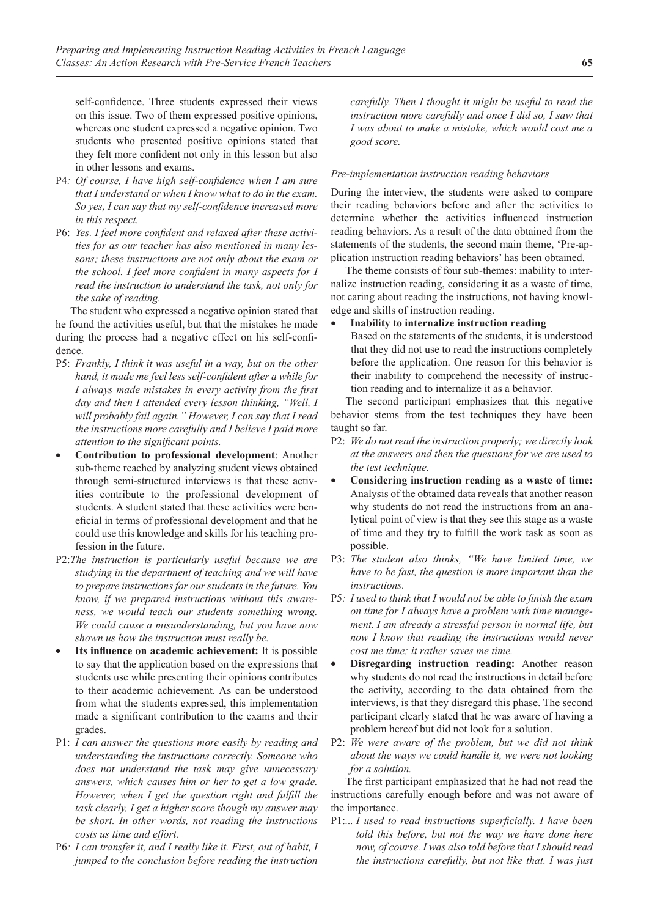self-confidence. Three students expressed their views on this issue. Two of them expressed positive opinions, whereas one student expressed a negative opinion. Two students who presented positive opinions stated that they felt more confident not only in this lesson but also in other lessons and exams.

P4*: Of course, I have high self-confidence when I am sure that I understand or when I know what to do in the exam. So yes, I can say that my self-confidence increased more in this respect.*

P6: *Yes. I feel more confident and relaxed after these activities for as our teacher has also mentioned in many lessons; these instructions are not only about the exam or the school. I feel more confident in many aspects for I read the instruction to understand the task, not only for the sake of reading.*

The student who expressed a negative opinion stated that he found the activities useful, but that the mistakes he made during the process had a negative effect on his self-confidence.

P5: *Frankly, I think it was useful in a way, but on the other hand, it made me feel less self-confident after a while for I always made mistakes in every activity from the first day and then I attended every lesson thinking, "Well, I will probably fail again." However, I can say that I read the instructions more carefully and I believe I paid more attention to the significant points.*

- **Contribution to professional development**: Another sub-theme reached by analyzing student views obtained through semi-structured interviews is that these activities contribute to the professional development of students. A student stated that these activities were beneficial in terms of professional development and that he could use this knowledge and skills for his teaching profession in the future.

P2:*The instruction is particularly useful because we are studying in the department of teaching and we will have to prepare instructions for our students in the future. You know, if we prepared instructions without this awareness, we would teach our students something wrong. We could cause a misunderstanding, but you have now shown us how the instruction must really be.*

- **Its influence on academic achievement:** It is possible to say that the application based on the expressions that students use while presenting their opinions contributes to their academic achievement. As can be understood from what the students expressed, this implementation made a significant contribution to the exams and their grades.

P1: *I can answer the questions more easily by reading and understanding the instructions correctly. Someone who does not understand the task may give unnecessary answers, which causes him or her to get a low grade. However, when I get the question right and fulfill the task clearly, I get a higher score though my answer may be short. In other words, not reading the instructions costs us time and effort.*

P6*: I can transfer it, and I really like it. First, out of habit, I jumped to the conclusion before reading the instruction carefully. Then I thought it might be useful to read the instruction more carefully and once I did so, I saw that I was about to make a mistake, which would cost me a good score.*

#### *Pre-implementation instruction reading behaviors*

During the interview, the students were asked to compare their reading behaviors before and after the activities to determine whether the activities influenced instruction reading behaviors. As a result of the data obtained from the statements of the students, the second main theme, 'Pre-application instruction reading behaviors' has been obtained.

The theme consists of four sub-themes: inability to internalize instruction reading, considering it as a waste of time, not caring about reading the instructions, not having knowledge and skills of instruction reading.

- **Inability to internalize instruction reading**
  Based on the statements of the students, it is understood that they did not use to read the instructions completely before the application. One reason for this behavior is their inability to comprehend the necessity of instruction reading and to internalize it as a behavior.

The second participant emphasizes that this negative behavior stems from the test techniques they have been taught so far.

P2: *We do not read the instruction properly; we directly look at the answers and then the questions for we are used to the test technique.*

- **Considering instruction reading as a waste of time:** Analysis of the obtained data reveals that another reason why students do not read the instructions from an analytical point of view is that they see this stage as a waste of time and they try to fulfill the work task as soon as possible.

P3: *The student also thinks, "We have limited time, we have to be fast, the question is more important than the instructions.*

P5*: I used to think that I would not be able to finish the exam on time for I always have a problem with time management. I am already a stressful person in normal life, but now I know that reading the instructions would never cost me time; it rather saves me time.*

- **Disregarding instruction reading:** Another reason why students do not read the instructions in detail before the activity, according to the data obtained from the interviews, is that they disregard this phase. The second participant clearly stated that he was aware of having a problem hereof but did not look for a solution.

P2: *We were aware of the problem, but we did not think about the ways we could handle it, we were not looking for a solution.*

The first participant emphasized that he had not read the instructions carefully enough before and was not aware of the importance.

P1:*... I used to read instructions superficially. I have been told this before, but not the way we have done here now, of course. I was also told before that I should read the instructions carefully, but not like that. I was just*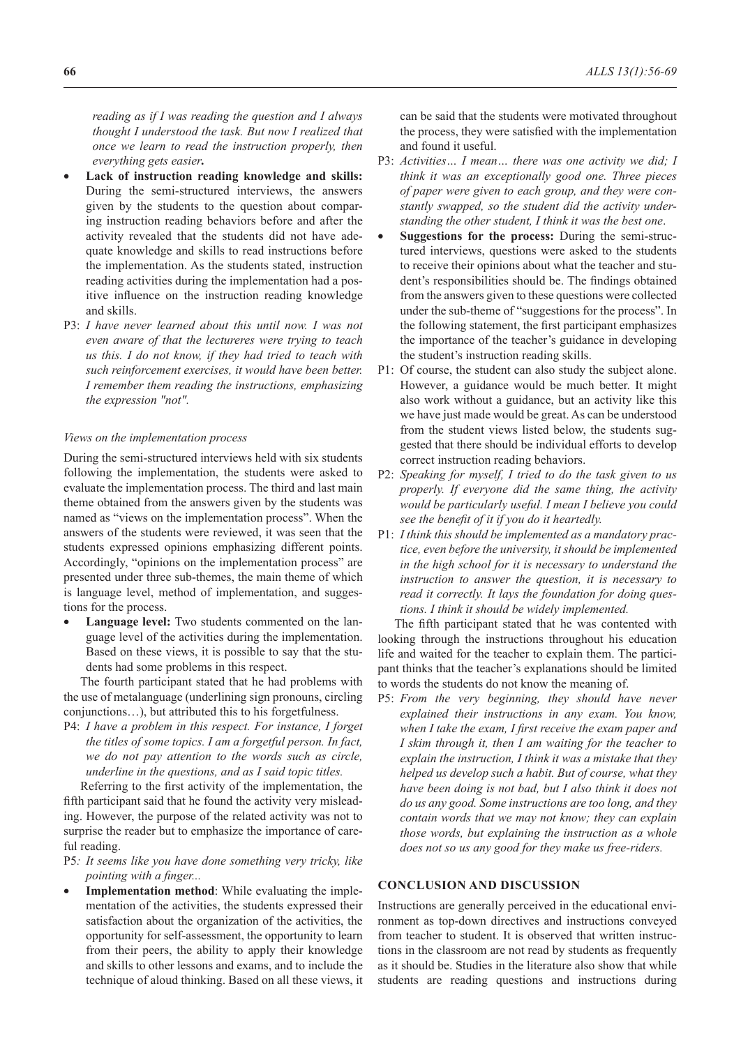*reading as if I was reading the question and I always thought I understood the task. But now I realized that once we learn to read the instruction properly, then everything gets easier.*

- **Lack of instruction reading knowledge and skills:** During the semi-structured interviews, the answers given by the students to the question about comparing instruction reading behaviors before and after the activity revealed that the students did not have adequate knowledge and skills to read instructions before the implementation. As the students stated, instruction reading activities during the implementation had a positive influence on the instruction reading knowledge and skills.

P3: *I have never learned about this until now. I was not even aware of that the lectureres were trying to teach us this. I do not know, if they had tried to teach with such reinforcement exercises, it would have been better. I remember them reading the instructions, emphasizing the expression "not".*

*Views on the implementation process*

During the semi-structured interviews held with six students following the implementation, the students were asked to evaluate the implementation process. The third and last main theme obtained from the answers given by the students was named as "views on the implementation process". When the answers of the students were reviewed, it was seen that the students expressed opinions emphasizing different points. Accordingly, "opinions on the implementation process" are presented under three sub-themes, the main theme of which is language level, method of implementation, and suggestions for the process.

- **Language level:** Two students commented on the language level of the activities during the implementation. Based on these views, it is possible to say that the students had some problems in this respect.

The fourth participant stated that he had problems with the use of metalanguage (underlining sign pronouns, circling conjunctions…), but attributed this to his forgetfulness.

P4: *I have a problem in this respect. For instance, I forget the titles of some topics. I am a forgetful person. In fact, we do not pay attention to the words such as circle, underline in the questions, and as I said topic titles.*

Referring to the first activity of the implementation, the fifth participant said that he found the activity very misleading. However, the purpose of the related activity was not to surprise the reader but to emphasize the importance of careful reading.

P5*: It seems like you have done something very tricky, like pointing with a finger...*

- **Implementation method**: While evaluating the implementation of the activities, the students expressed their satisfaction about the organization of the activities, the opportunity for self-assessment, the opportunity to learn from their peers, the ability to apply their knowledge and skills to other lessons and exams, and to include the technique of aloud thinking. Based on all these views, it can be said that the students were motivated throughout the process, they were satisfied with the implementation and found it useful.

P3: *Activities… I mean… there was one activity we did; I think it was an exceptionally good one. Three pieces of paper were given to each group, and they were constantly swapped, so the student did the activity understanding the other student, I think it was the best one*.

- **Suggestions for the process:** During the semi-structured interviews, questions were asked to the students to receive their opinions about what the teacher and student's responsibilities should be. The findings obtained from the answers given to these questions were collected under the sub-theme of "suggestions for the process". In the following statement, the first participant emphasizes the importance of the teacher's guidance in developing the student's instruction reading skills.

P1: Of course, the student can also study the subject alone. However, a guidance would be much better. It might also work without a guidance, but an activity like this we have just made would be great. As can be understood from the student views listed below, the students suggested that there should be individual efforts to develop correct instruction reading behaviors.

P2: *Speaking for myself, I tried to do the task given to us properly. If everyone did the same thing, the activity would be particularly useful. I mean I believe you could see the benefit of it if you do it heartedly.*

P1: *I think this should be implemented as a mandatory practice, even before the university, it should be implemented in the high school for it is necessary to understand the instruction to answer the question, it is necessary to read it correctly. It lays the foundation for doing questions. I think it should be widely implemented.*

The fifth participant stated that he was contented with looking through the instructions throughout his education life and waited for the teacher to explain them. The participant thinks that the teacher's explanations should be limited to words the students do not know the meaning of.

P5: *From the very beginning, they should have never explained their instructions in any exam. You know, when I take the exam, I first receive the exam paper and I skim through it, then I am waiting for the teacher to explain the instruction, I think it was a mistake that they helped us develop such a habit. But of course, what they have been doing is not bad, but I also think it does not do us any good. Some instructions are too long, and they contain words that we may not know; they can explain those words, but explaining the instruction as a whole does not so us any good for they make us free-riders.*

## CONCLUSION AND DISCUSSION

Instructions are generally perceived in the educational environment as top-down directives and instructions conveyed from teacher to student. It is observed that written instructions in the classroom are not read by students as frequently as it should be. Studies in the literature also show that while students are reading questions and instructions during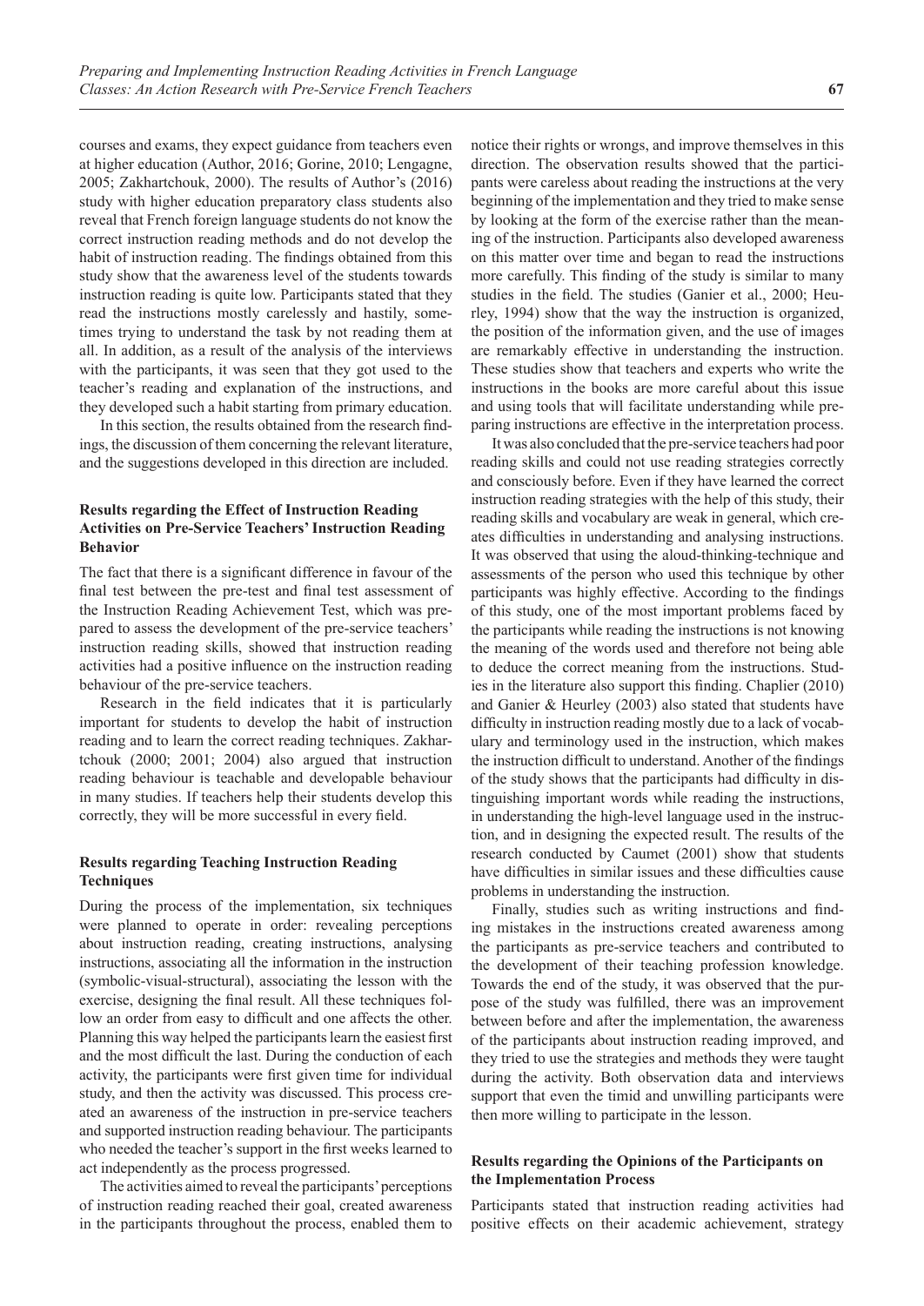courses and exams, they expect guidance from teachers even at higher education (Author, 2016; Gorine, 2010; Lengagne, 2005; Zakhartchouk, 2000). The results of Author's (2016) study with higher education preparatory class students also reveal that French foreign language students do not know the correct instruction reading methods and do not develop the habit of instruction reading. The findings obtained from this study show that the awareness level of the students towards instruction reading is quite low. Participants stated that they read the instructions mostly carelessly and hastily, sometimes trying to understand the task by not reading them at all. In addition, as a result of the analysis of the interviews with the participants, it was seen that they got used to the teacher's reading and explanation of the instructions, and they developed such a habit starting from primary education.

In this section, the results obtained from the research findings, the discussion of them concerning the relevant literature, and the suggestions developed in this direction are included.

### Results regarding the Effect of Instruction Reading Activities on Pre-Service Teachers' Instruction Reading Behavior

The fact that there is a significant difference in favour of the final test between the pre-test and final test assessment of the Instruction Reading Achievement Test, which was prepared to assess the development of the pre-service teachers' instruction reading skills, showed that instruction reading activities had a positive influence on the instruction reading behaviour of the pre-service teachers.

Research in the field indicates that it is particularly important for students to develop the habit of instruction reading and to learn the correct reading techniques. Zakhartchouk (2000; 2001; 2004) also argued that instruction reading behaviour is teachable and developable behaviour in many studies. If teachers help their students develop this correctly, they will be more successful in every field.

### Results regarding Teaching Instruction Reading Techniques

During the process of the implementation, six techniques were planned to operate in order: revealing perceptions about instruction reading, creating instructions, analysing instructions, associating all the information in the instruction (symbolic-visual-structural), associating the lesson with the exercise, designing the final result. All these techniques follow an order from easy to difficult and one affects the other. Planning this way helped the participants learn the easiest first and the most difficult the last. During the conduction of each activity, the participants were first given time for individual study, and then the activity was discussed. This process created an awareness of the instruction in pre-service teachers and supported instruction reading behaviour. The participants who needed the teacher's support in the first weeks learned to act independently as the process progressed.

The activities aimed to reveal the participants' perceptions of instruction reading reached their goal, created awareness in the participants throughout the process, enabled them to notice their rights or wrongs, and improve themselves in this direction. The observation results showed that the participants were careless about reading the instructions at the very beginning of the implementation and they tried to make sense by looking at the form of the exercise rather than the meaning of the instruction. Participants also developed awareness on this matter over time and began to read the instructions more carefully. This finding of the study is similar to many studies in the field. The studies (Ganier et al., 2000; Heurley, 1994) show that the way the instruction is organized, the position of the information given, and the use of images are remarkably effective in understanding the instruction. These studies show that teachers and experts who write the instructions in the books are more careful about this issue and using tools that will facilitate understanding while preparing instructions are effective in the interpretation process.

It was also concluded that the pre-service teachers had poor reading skills and could not use reading strategies correctly and consciously before. Even if they have learned the correct instruction reading strategies with the help of this study, their reading skills and vocabulary are weak in general, which creates difficulties in understanding and analysing instructions. It was observed that using the aloud-thinking-technique and assessments of the person who used this technique by other participants was highly effective. According to the findings of this study, one of the most important problems faced by the participants while reading the instructions is not knowing the meaning of the words used and therefore not being able to deduce the correct meaning from the instructions. Studies in the literature also support this finding. Chaplier (2010) and Ganier & Heurley (2003) also stated that students have difficulty in instruction reading mostly due to a lack of vocabulary and terminology used in the instruction, which makes the instruction difficult to understand. Another of the findings of the study shows that the participants had difficulty in distinguishing important words while reading the instructions, in understanding the high-level language used in the instruction, and in designing the expected result. The results of the research conducted by Caumet (2001) show that students have difficulties in similar issues and these difficulties cause problems in understanding the instruction.

Finally, studies such as writing instructions and finding mistakes in the instructions created awareness among the participants as pre-service teachers and contributed to the development of their teaching profession knowledge. Towards the end of the study, it was observed that the purpose of the study was fulfilled, there was an improvement between before and after the implementation, the awareness of the participants about instruction reading improved, and they tried to use the strategies and methods they were taught during the activity. Both observation data and interviews support that even the timid and unwilling participants were then more willing to participate in the lesson.

### Results regarding the Opinions of the Participants on the Implementation Process

Participants stated that instruction reading activities had positive effects on their academic achievement, strategy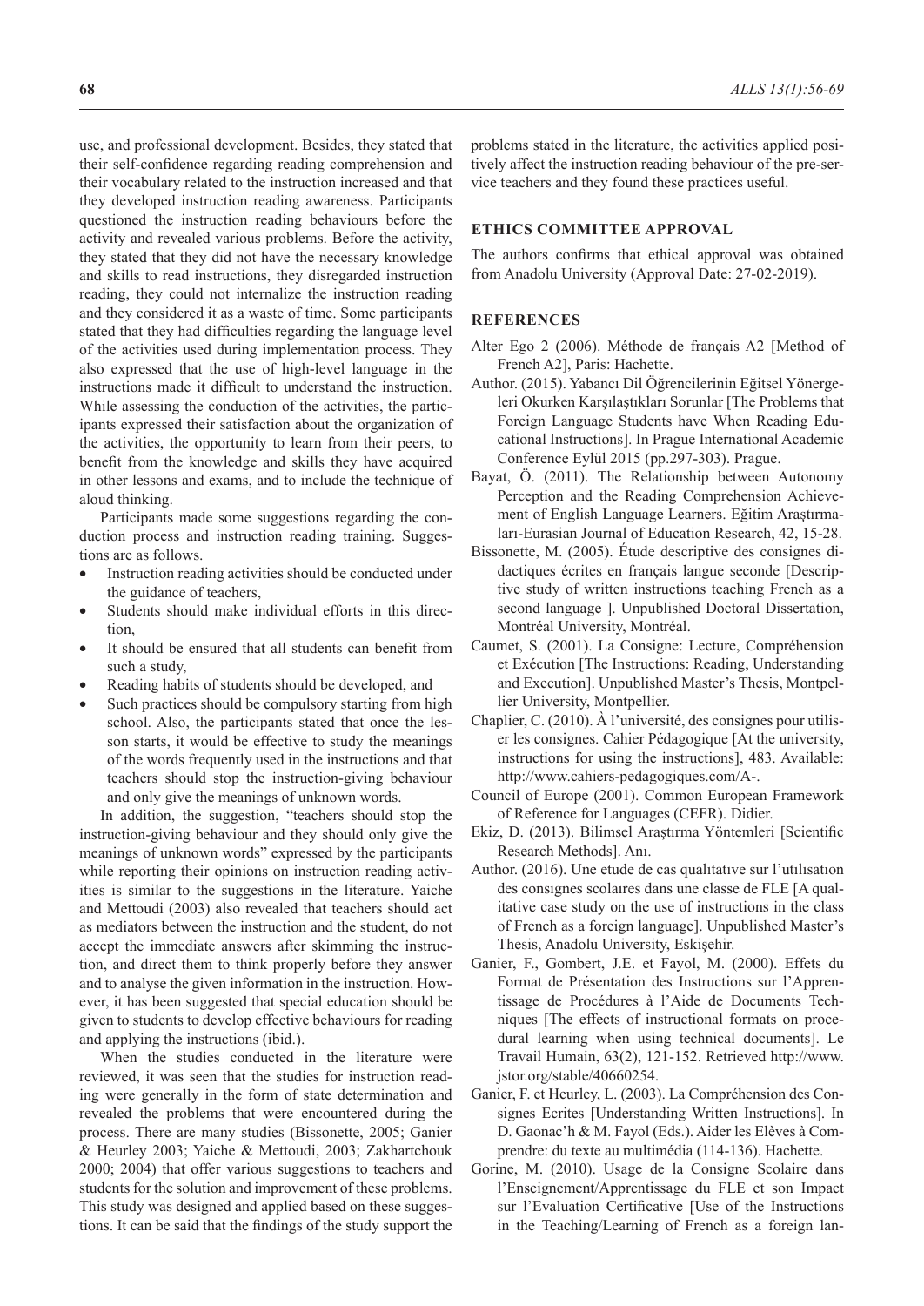use, and professional development. Besides, they stated that their self-confidence regarding reading comprehension and their vocabulary related to the instruction increased and that they developed instruction reading awareness. Participants questioned the instruction reading behaviours before the activity and revealed various problems. Before the activity, they stated that they did not have the necessary knowledge and skills to read instructions, they disregarded instruction reading, they could not internalize the instruction reading and they considered it as a waste of time. Some participants stated that they had difficulties regarding the language level of the activities used during implementation process. They also expressed that the use of high-level language in the instructions made it difficult to understand the instruction. While assessing the conduction of the activities, the participants expressed their satisfaction about the organization of the activities, the opportunity to learn from their peers, to benefit from the knowledge and skills they have acquired in other lessons and exams, and to include the technique of aloud thinking.

Participants made some suggestions regarding the conduction process and instruction reading training. Suggestions are as follows.

- Instruction reading activities should be conducted under the guidance of teachers,
- Students should make individual efforts in this direction,
- It should be ensured that all students can benefit from such a study,
- Reading habits of students should be developed, and
- Such practices should be compulsory starting from high school. Also, the participants stated that once the lesson starts, it would be effective to study the meanings of the words frequently used in the instructions and that teachers should stop the instruction-giving behaviour and only give the meanings of unknown words.

In addition, the suggestion, "teachers should stop the instruction-giving behaviour and they should only give the meanings of unknown words" expressed by the participants while reporting their opinions on instruction reading activities is similar to the suggestions in the literature. Yaiche and Mettoudi (2003) also revealed that teachers should act as mediators between the instruction and the student, do not accept the immediate answers after skimming the instruction, and direct them to think properly before they answer and to analyse the given information in the instruction. However, it has been suggested that special education should be given to students to develop effective behaviours for reading and applying the instructions (ibid.).

When the studies conducted in the literature were reviewed, it was seen that the studies for instruction reading were generally in the form of state determination and revealed the problems that were encountered during the process. There are many studies (Bissonette, 2005; Ganier & Heurley 2003; Yaiche & Mettoudi, 2003; Zakhartchouk 2000; 2004) that offer various suggestions to teachers and students for the solution and improvement of these problems. This study was designed and applied based on these suggestions. It can be said that the findings of the study support the problems stated in the literature, the activities applied positively affect the instruction reading behaviour of the pre-service teachers and they found these practices useful.

## ETHICS COMMITTEE APPROVAL

The authors confirms that ethical approval was obtained from Anadolu University (Approval Date: 27-02-2019).

## REFERENCES

Alter Ego 2 (2006). Méthode de français A2 [Method of French A2], Paris: Hachette.

Author. (2015). Yabancı Dil Öğrencilerinin Eğitsel Yönergeleri Okurken Karşılaştıkları Sorunlar [The Problems that Foreign Language Students have When Reading Educational Instructions]. In Prague International Academic Conference Eylül 2015 (pp.297-303). Prague.

Bayat, Ö. (2011). The Relationship between Autonomy Perception and the Reading Comprehension Achievement of English Language Learners. Eğitim Araştırmaları-Eurasian Journal of Education Research, 42, 15-28.

Bissonette, M. (2005). Étude descriptive des consignes didactiques écrites en français langue seconde [Descriptive study of written instructions teaching French as a second language ]. Unpublished Doctoral Dissertation, Montréal University, Montréal.

Caumet, S. (2001). La Consigne: Lecture, Compréhension et Exécution [The Instructions: Reading, Understanding and Execution]. Unpublished Master's Thesis, Montpellier University, Montpellier.

Chaplier, C. (2010). À l'université, des consignes pour utiliser les consignes. Cahier Pédagogique [At the university, instructions for using the instructions], 483. Available: http://www.cahiers-pedagogiques.com/A-.

Council of Europe (2001). Common European Framework of Reference for Languages (CEFR). Didier.

Ekiz, D. (2013). Bilimsel Araştırma Yöntemleri [Scientific Research Methods]. Anı.

Author. (2016). Une etude de cas qualıtatıve sur l'utılısatıon des consıgnes scolaıres dans une classe de FLE [A qualitative case study on the use of instructions in the class of French as a foreign language]. Unpublished Master's Thesis, Anadolu University, Eskişehir.

Ganier, F., Gombert, J.E. et Fayol, M. (2000). Effets du Format de Présentation des Instructions sur l'Apprentissage de Procédures à l'Aide de Documents Techniques [The effects of instructional formats on procedural learning when using technical documents]. Le Travail Humain, 63(2), 121-152. Retrieved http://www.jstor.org/stable/40660254.

Ganier, F. et Heurley, L. (2003). La Compréhension des Consignes Ecrites [Understanding Written Instructions]. In D. Gaonac'h & M. Fayol (Eds.). Aider les Elèves à Comprendre: du texte au multimédia (114-136). Hachette.

Gorine, M. (2010). Usage de la Consigne Scolaire dans l'Enseignement/Apprentissage du FLE et son Impact sur l'Evaluation Certificative [Use of the Instructions in the Teaching/Learning of French as a foreign lan-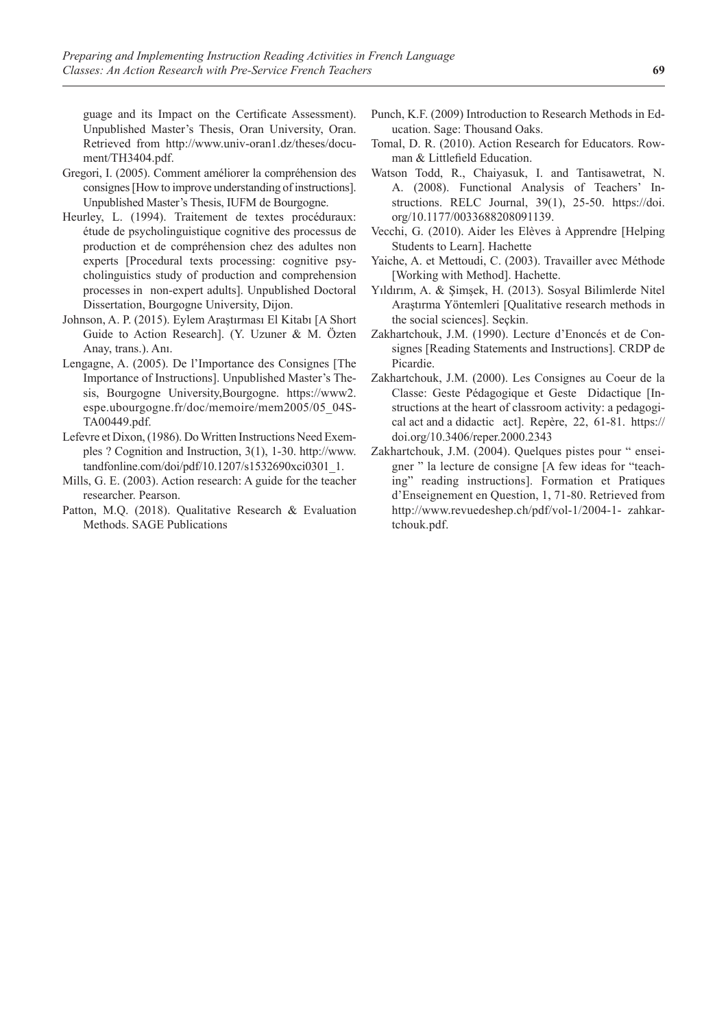guage and its Impact on the Certificate Assessment). Unpublished Master's Thesis, Oran University, Oran. Retrieved from http://www.univ-oran1.dz/theses/document/TH3404.pdf.

Gregori, I. (2005). Comment améliorer la compréhension des consignes [How to improve understanding of instructions]. Unpublished Master's Thesis, IUFM de Bourgogne.

Heurley, L. (1994). Traitement de textes procéduraux: étude de psycholinguistique cognitive des processus de production et de compréhension chez des adultes non experts [Procedural texts processing: cognitive psycholinguistics study of production and comprehension processes in non-expert adults]. Unpublished Doctoral Dissertation, Bourgogne University, Dijon.

Johnson, A. P. (2015). Eylem Araştırması El Kitabı [A Short Guide to Action Research]. (Y. Uzuner & M. Özten Anay, trans.). Anı.

Lengagne, A. (2005). De l'Importance des Consignes [The Importance of Instructions]. Unpublished Master's Thesis, Bourgogne University,Bourgogne. https://www2.espe.ubourgogne.fr/doc/memoire/mem2005/05_04S-TA00449.pdf.

Lefevre et Dixon, (1986). Do Written Instructions Need Exemples ? Cognition and Instruction, 3(1), 1-30. http://www.tandfonline.com/doi/pdf/10.1207/s1532690xci0301_1.

Mills, G. E. (2003). Action research: A guide for the teacher researcher. Pearson.

Patton, M.Q. (2018). Qualitative Research & Evaluation Methods. SAGE Publications

Punch, K.F. (2009) Introduction to Research Methods in Education. Sage: Thousand Oaks.

Tomal, D. R. (2010). Action Research for Educators. Rowman & Littlefield Education.

Watson Todd, R., Chaiyasuk, I. and Tantisawetrat, N. A. (2008). Functional Analysis of Teachers' Instructions. RELC Journal, 39(1), 25-50. https://doi.org/10.1177/0033688208091139.

Vecchi, G. (2010). Aider les Elèves à Apprendre [Helping Students to Learn]. Hachette

Yaiche, A. et Mettoudi, C. (2003). Travailler avec Méthode [Working with Method]. Hachette.

Yıldırım, A. & Şimşek, H. (2013). Sosyal Bilimlerde Nitel Araştırma Yöntemleri [Qualitative research methods in the social sciences]. Seçkin.

Zakhartchouk, J.M. (1990). Lecture d'Enoncés et de Consignes [Reading Statements and Instructions]. CRDP de Picardie.

Zakhartchouk, J.M. (2000). Les Consignes au Coeur de la Classe: Geste Pédagogique et Geste Didactique [Instructions at the heart of classroom activity: a pedagogical act and a didactic act]. Repère, 22, 61-81. https://doi.org/10.3406/reper.2000.2343

Zakhartchouk, J.M. (2004). Quelques pistes pour " enseigner " la lecture de consigne [A few ideas for "teaching" reading instructions]. Formation et Pratiques d'Enseignement en Question, 1, 71-80. Retrieved from http://www.revuedeshep.ch/pdf/vol-1/2004-1- zahkartchouk.pdf.